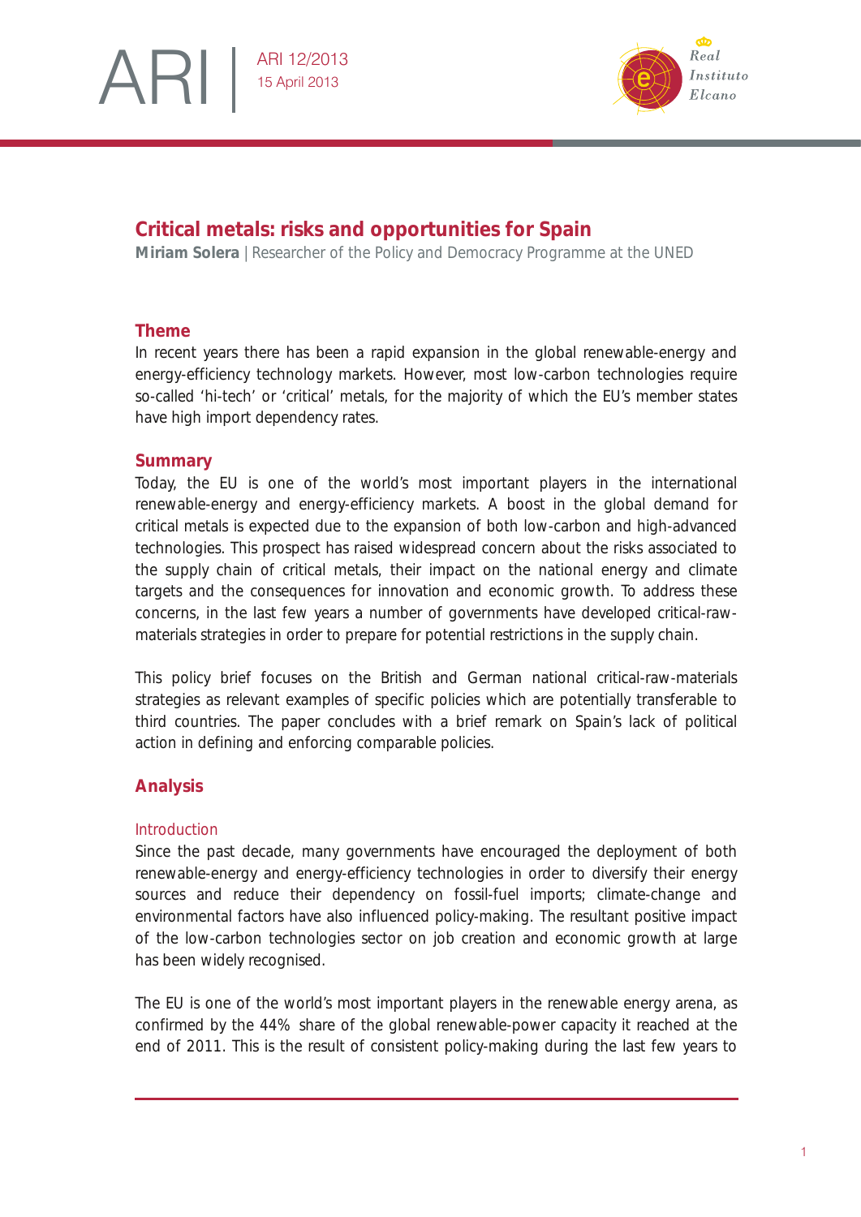ARI 12/2013
15 April 2013

# Critical metals: risks and opportunities for Spain

**Miriam Solera** | Researcher of the Policy and Democracy Programme at the UNED

## Theme

In recent years there has been a rapid expansion in the global renewable-energy and energy-efficiency technology markets. However, most low-carbon technologies require so-called 'hi-tech' or 'critical' metals, for the majority of which the EU's member states have high import dependency rates.

## Summary

Today, the EU is one of the world's most important players in the international renewable-energy and energy-efficiency markets. A boost in the global demand for critical metals is expected due to the expansion of both low-carbon and high-advanced technologies. This prospect has raised widespread concern about the risks associated to the supply chain of critical metals, their impact on the national energy and climate targets and the consequences for innovation and economic growth. To address these concerns, in the last few years a number of governments have developed critical-raw-materials strategies in order to prepare for potential restrictions in the supply chain.

This policy brief focuses on the British and German national critical-raw-materials strategies as relevant examples of specific policies which are potentially transferable to third countries. The paper concludes with a brief remark on Spain's lack of political action in defining and enforcing comparable policies.

## Analysis

### Introduction

Since the past decade, many governments have encouraged the deployment of both renewable-energy and energy-efficiency technologies in order to diversify their energy sources and reduce their dependency on fossil-fuel imports; climate-change and environmental factors have also influenced policy-making. The resultant positive impact of the low-carbon technologies sector on job creation and economic growth at large has been widely recognised.

The EU is one of the world's most important players in the renewable energy arena, as confirmed by the 44% share of the global renewable-power capacity it reached at the end of 2011. This is the result of consistent policy-making during the last few years to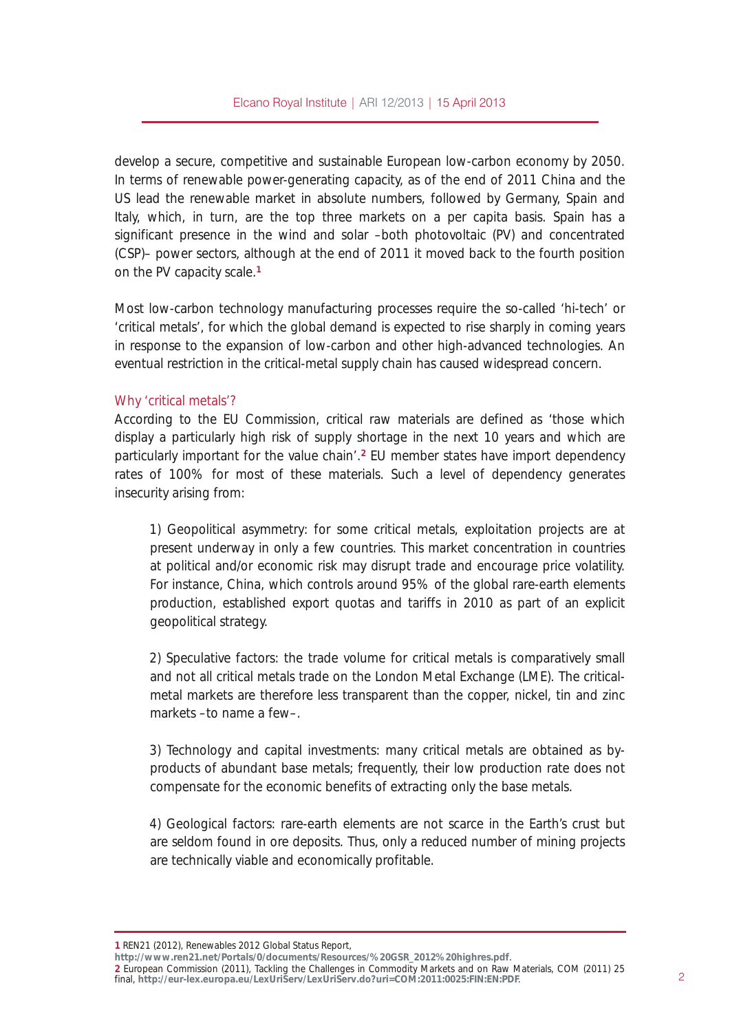develop a secure, competitive and sustainable European low-carbon economy by 2050. In terms of renewable power-generating capacity, as of the end of 2011 China and the US lead the renewable market in absolute numbers, followed by Germany, Spain and Italy, which, in turn, are the top three markets on a per capita basis. Spain has a significant presence in the wind and solar –both photovoltaic (PV) and concentrated (CSP)– power sectors, although at the end of 2011 it moved back to the fourth position on the PV capacity scale.[1]

Most low-carbon technology manufacturing processes require the so-called 'hi-tech' or 'critical metals', for which the global demand is expected to rise sharply in coming years in response to the expansion of low-carbon and other high-advanced technologies. An eventual restriction in the critical-metal supply chain has caused widespread concern.

## Why 'critical metals'?

According to the EU Commission, critical raw materials are defined as 'those which display a particularly high risk of supply shortage in the next 10 years and which are particularly important for the value chain'.[2] EU member states have import dependency rates of 100% for most of these materials. Such a level of dependency generates insecurity arising from:

1) Geopolitical asymmetry: for some critical metals, exploitation projects are at present underway in only a few countries. This market concentration in countries at political and/or economic risk may disrupt trade and encourage price volatility. For instance, China, which controls around 95% of the global rare-earth elements production, established export quotas and tariffs in 2010 as part of an explicit geopolitical strategy.

2) Speculative factors: the trade volume for critical metals is comparatively small and not all critical metals trade on the London Metal Exchange (LME). The critical-metal markets are therefore less transparent than the copper, nickel, tin and zinc markets –to name a few–.

3) Technology and capital investments: many critical metals are obtained as by-products of abundant base metals; frequently, their low production rate does not compensate for the economic benefits of extracting only the base metals.

4) Geological factors: rare-earth elements are not scarce in the Earth's crust but are seldom found in ore deposits. Thus, only a reduced number of mining projects are technically viable and economically profitable.

---

**1** REN21 (2012), Renewables 2012 Global Status Report, **http://www.ren21.net/Portals/0/documents/Resources/%20GSR_2012%20highres.pdf**.

**2** European Commission (2011), Tackling the Challenges in Commodity Markets and on Raw Materials, COM (2011) 25 final, **http://eur-lex.europa.eu/LexUriServ/LexUriServ.do?uri=COM:2011:0025:FIN:EN:PDF**.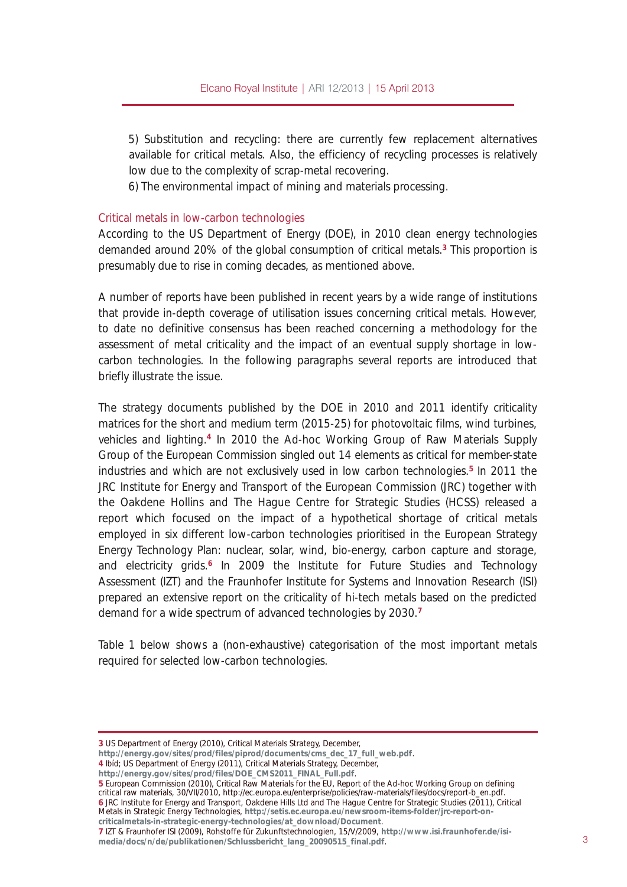5) Substitution and recycling: there are currently few replacement alternatives available for critical metals. Also, the efficiency of recycling processes is relatively low due to the complexity of scrap-metal recovering.
6) The environmental impact of mining and materials processing.

### Critical metals in low-carbon technologies

According to the US Department of Energy (DOE), in 2010 clean energy technologies demanded around 20% of the global consumption of critical metals.[3] This proportion is presumably due to rise in coming decades, as mentioned above.

A number of reports have been published in recent years by a wide range of institutions that provide in-depth coverage of utilisation issues concerning critical metals. However, to date no definitive consensus has been reached concerning a methodology for the assessment of metal criticality and the impact of an eventual supply shortage in low-carbon technologies. In the following paragraphs several reports are introduced that briefly illustrate the issue.

The strategy documents published by the DOE in 2010 and 2011 identify criticality matrices for the short and medium term (2015-25) for photovoltaic films, wind turbines, vehicles and lighting.[4] In 2010 the Ad-hoc Working Group of Raw Materials Supply Group of the European Commission singled out 14 elements as critical for member-state industries and which are not exclusively used in low carbon technologies.[5] In 2011 the JRC Institute for Energy and Transport of the European Commission (JRC) together with the Oakdene Hollins and The Hague Centre for Strategic Studies (HCSS) released a report which focused on the impact of a hypothetical shortage of critical metals employed in six different low-carbon technologies prioritised in the European Strategy Energy Technology Plan: nuclear, solar, wind, bio-energy, carbon capture and storage, and electricity grids.[6] In 2009 the Institute for Future Studies and Technology Assessment (IZT) and the Fraunhofer Institute for Systems and Innovation Research (ISI) prepared an extensive report on the criticality of hi-tech metals based on the predicted demand for a wide spectrum of advanced technologies by 2030.[7]

Table 1 below shows a (non-exhaustive) categorisation of the most important metals required for selected low-carbon technologies.

---

**3** US Department of Energy (2010), Critical Materials Strategy, December, **http://energy.gov/sites/prod/files/piprod/documents/cms_dec_17_full_web.pdf**.
**4** Ibíd; US Department of Energy (2011), Critical Materials Strategy, December, **http://energy.gov/sites/prod/files/DOE_CMS2011_FINAL_Full.pdf**.
**5** European Commission (2010), Critical Raw Materials for the EU, Report of the Ad-hoc Working Group on defining critical raw materials, 30/VII/2010, http://ec.europa.eu/enterprise/policies/raw-materials/files/docs/report-b_en.pdf.
**6** JRC Institute for Energy and Transport, Oakdene Hills Ltd and The Hague Centre for Strategic Studies (2011), Critical Metals in Strategic Energy Technologies, **http://setis.ec.europa.eu/newsroom-items-folder/jrc-report-on-criticalmetals-in-strategic-energy-technologies/at_download/Document**.
**7** IZT & Fraunhofer ISI (2009), Rohstoffe für Zukunftstechnologien, 15/V/2009, **http://www.isi.fraunhofer.de/isi-media/docs/n/de/publikationen/Schlussbericht_lang_20090515_final.pdf**.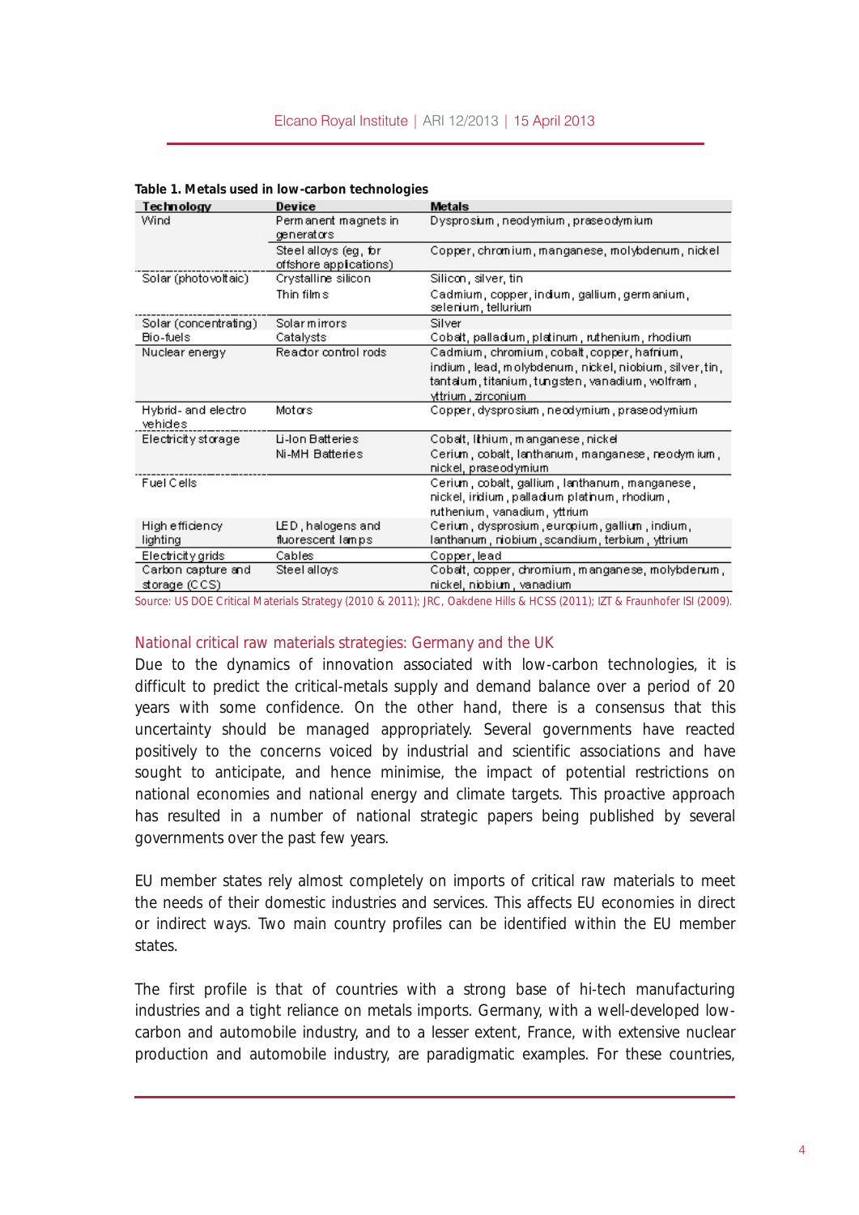**Table 1. Metals used in low-carbon technologies**

| Technology | Device | Metals |
|---|---|---|
| Wind | Permanent magnets in generators | Dysprosium, neodymium, praseodymium |
| | Steel alloys (eg, for offshore applications) | Copper, chromium, manganese, molybdenum, nickel |
| Solar (photovoltaic) | Crystalline silicon | Silicon, silver, tin |
| | Thin films | Cadmium, copper, indium, gallium, germanium, selenium, tellurium |
| Solar (concentrating) | Solar mirrors | Silver |
| Bio-fuels | Catalysts | Cobalt, palladium, platinum, ruthenium, rhodium |
| Nuclear energy | Reactor control rods | Cadmium, chromium, cobalt, copper, hafnium, indium, lead, molybdenum, nickel, niobium, silver, tin, tantalum, titanium, tungsten, vanadium, wolfram, yttrium, zirconium |
| Hybrid- and electro vehicles | Motors | Copper, dysprosium, neodymium, praseodymium |
| Electricity storage | Li-Ion Batteries | Cobalt, lithium, manganese, nickel |
| | Ni-MH Batteries | Cerium, cobalt, lanthanum, manganese, neodymium, nickel, praseodymium |
| Fuel Cells | | Cerium, cobalt, gallium, lanthanum, manganese, nickel, iridium, palladium platinum, rhodium, ruthenium, vanadium, yttrium |
| High efficiency lighting | LED, halogens and fluorescent lamps | Cerium, dysprosium, europium, gallium, indium, lanthanum, niobium, scandium, terbium, yttrium |
| Electricity grids | Cables | Copper, lead |
| Carbon capture and storage (CCS) | Steel alloys | Cobalt, copper, chromium, manganese, molybdenum, nickel, niobium, vanadium |

Source: US DOE Critical Materials Strategy (2010 & 2011); JRC, Oakdene Hills & HCSS (2011); IZT & Fraunhofer ISI (2009).

## National critical raw materials strategies: Germany and the UK

Due to the dynamics of innovation associated with low-carbon technologies, it is difficult to predict the critical-metals supply and demand balance over a period of 20 years with some confidence. On the other hand, there is a consensus that this uncertainty should be managed appropriately. Several governments have reacted positively to the concerns voiced by industrial and scientific associations and have sought to anticipate, and hence minimise, the impact of potential restrictions on national economies and national energy and climate targets. This proactive approach has resulted in a number of national strategic papers being published by several governments over the past few years.

EU member states rely almost completely on imports of critical raw materials to meet the needs of their domestic industries and services. This affects EU economies in direct or indirect ways. Two main country profiles can be identified within the EU member states.

The first profile is that of countries with a strong base of hi-tech manufacturing industries and a tight reliance on metals imports. Germany, with a well-developed low-carbon and automobile industry, and to a lesser extent, France, with extensive nuclear production and automobile industry, are paradigmatic examples. For these countries,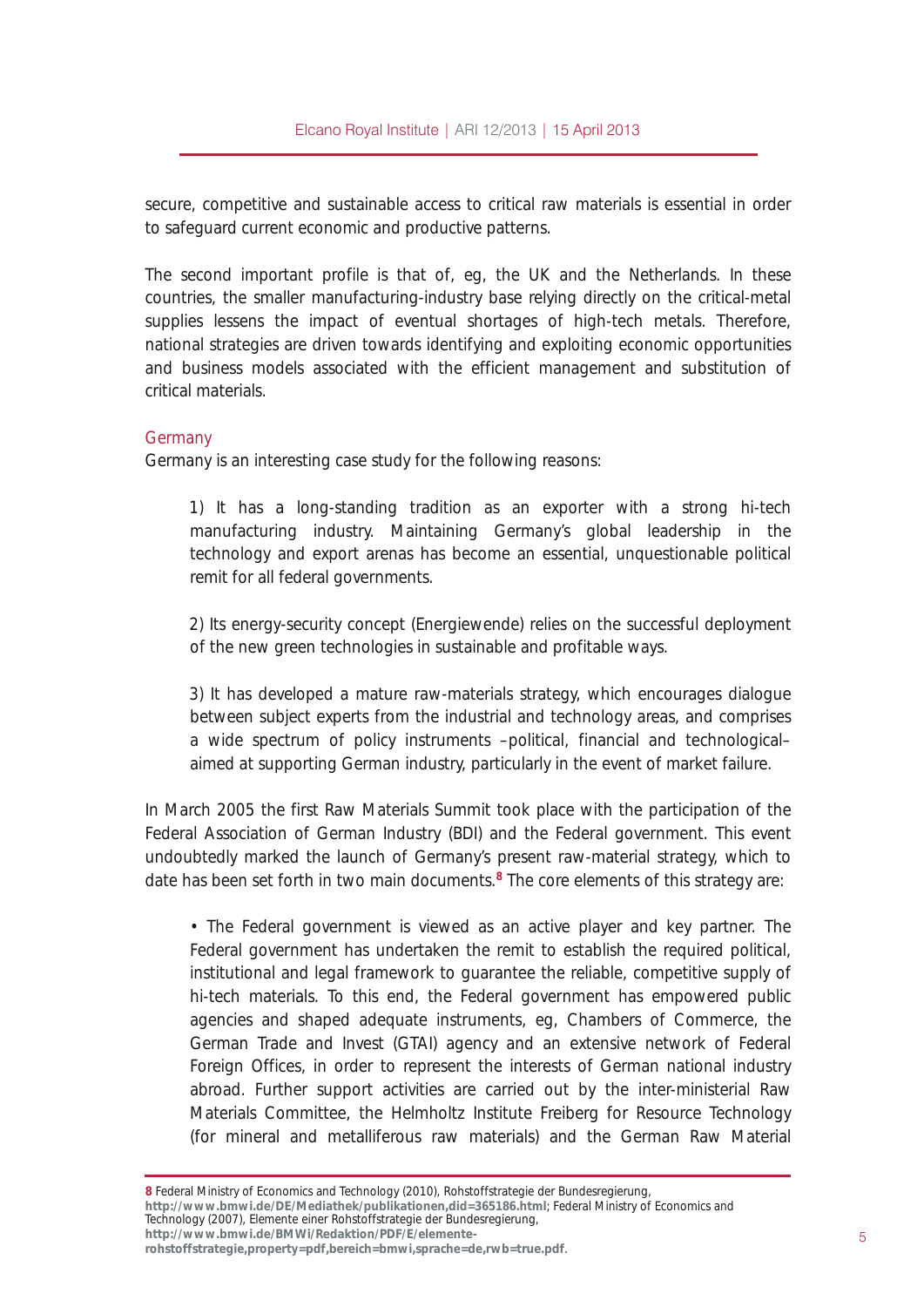secure, competitive and sustainable access to critical raw materials is essential in order to safeguard current economic and productive patterns.

The second important profile is that of, eg, the UK and the Netherlands. In these countries, the smaller manufacturing-industry base relying directly on the critical-metal supplies lessens the impact of eventual shortages of high-tech metals. Therefore, national strategies are driven towards identifying and exploiting economic opportunities and business models associated with the efficient management and substitution of critical materials.

### Germany

Germany is an interesting case study for the following reasons:

> 1) It has a long-standing tradition as an exporter with a strong hi-tech manufacturing industry. Maintaining Germany's global leadership in the technology and export arenas has become an essential, unquestionable political remit for all federal governments.
>
> 2) Its energy-security concept (Energiewende) relies on the successful deployment of the new green technologies in sustainable and profitable ways.
>
> 3) It has developed a mature raw-materials strategy, which encourages dialogue between subject experts from the industrial and technology areas, and comprises a wide spectrum of policy instruments –political, financial and technological– aimed at supporting German industry, particularly in the event of market failure.

In March 2005 the first Raw Materials Summit took place with the participation of the Federal Association of German Industry (BDI) and the Federal government. This event undoubtedly marked the launch of Germany's present raw-material strategy, which to date has been set forth in two main documents.[8] The core elements of this strategy are:

- The Federal government is viewed as an active player and key partner. The Federal government has undertaken the remit to establish the required political, institutional and legal framework to guarantee the reliable, competitive supply of hi-tech materials. To this end, the Federal government has empowered public agencies and shaped adequate instruments, eg, Chambers of Commerce, the German Trade and Invest (GTAI) agency and an extensive network of Federal Foreign Offices, in order to represent the interests of German national industry abroad. Further support activities are carried out by the inter-ministerial Raw Materials Committee, the Helmholtz Institute Freiberg for Resource Technology (for mineral and metalliferous raw materials) and the German Raw Material

---

[8] Federal Ministry of Economics and Technology (2010), Rohstoffstrategie der Bundesregierung, **http://www.bmwi.de/DE/Mediathek/publikationen,did=365186.html**; Federal Ministry of Economics and Technology (2007), Elemente einer Rohstoffstrategie der Bundesregierung, **http://www.bmwi.de/BMWi/Redaktion/PDF/E/elemente-rohstoffstrategie,property=pdf,bereich=bmwi,sprache=de,rwb=true.pdf**.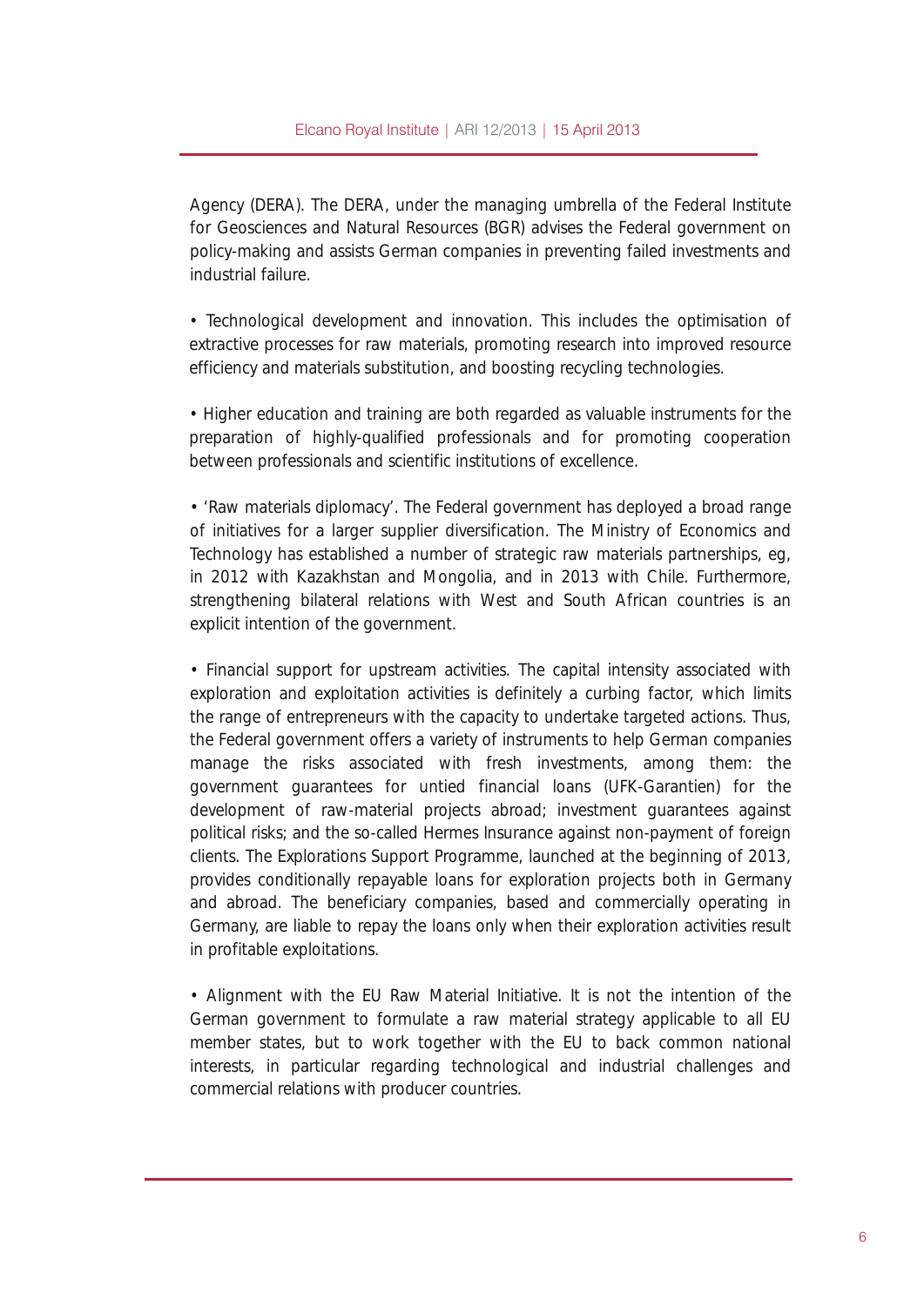Agency (DERA). The DERA, under the managing umbrella of the Federal Institute for Geosciences and Natural Resources (BGR) advises the Federal government on policy-making and assists German companies in preventing failed investments and industrial failure.

• Technological development and innovation. This includes the optimisation of extractive processes for raw materials, promoting research into improved resource efficiency and materials substitution, and boosting recycling technologies.

• Higher education and training are both regarded as valuable instruments for the preparation of highly-qualified professionals and for promoting cooperation between professionals and scientific institutions of excellence.

• 'Raw materials diplomacy'. The Federal government has deployed a broad range of initiatives for a larger supplier diversification. The Ministry of Economics and Technology has established a number of strategic raw materials partnerships, eg, in 2012 with Kazakhstan and Mongolia, and in 2013 with Chile. Furthermore, strengthening bilateral relations with West and South African countries is an explicit intention of the government.

• Financial support for upstream activities. The capital intensity associated with exploration and exploitation activities is definitely a curbing factor, which limits the range of entrepreneurs with the capacity to undertake targeted actions. Thus, the Federal government offers a variety of instruments to help German companies manage the risks associated with fresh investments, among them: the government guarantees for untied financial loans (UFK-Garantien) for the development of raw-material projects abroad; investment guarantees against political risks; and the so-called Hermes Insurance against non-payment of foreign clients. The Explorations Support Programme, launched at the beginning of 2013, provides conditionally repayable loans for exploration projects both in Germany and abroad. The beneficiary companies, based and commercially operating in Germany, are liable to repay the loans only when their exploration activities result in profitable exploitations.

• Alignment with the EU Raw Material Initiative. It is not the intention of the German government to formulate a raw material strategy applicable to all EU member states, but to work together with the EU to back common national interests, in particular regarding technological and industrial challenges and commercial relations with producer countries.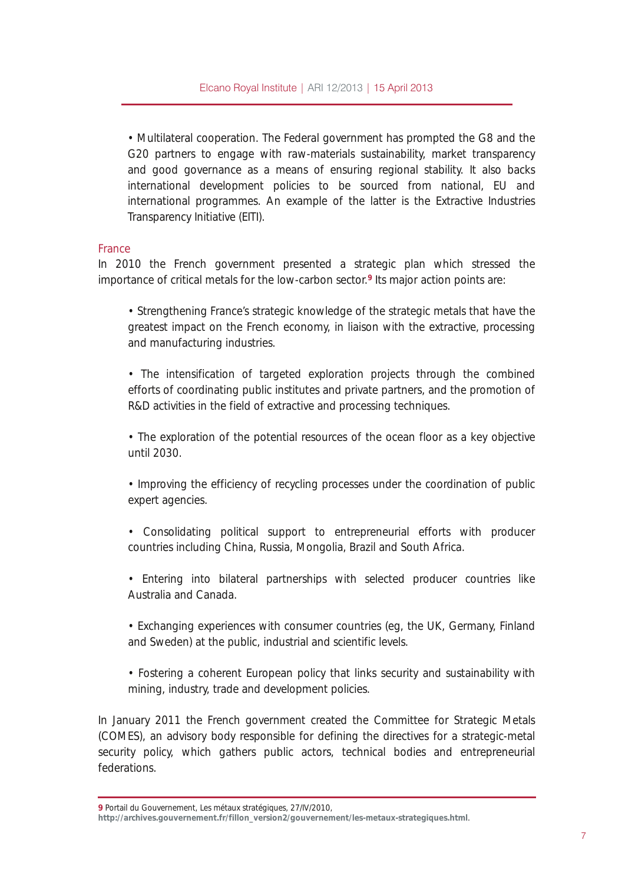- Multilateral cooperation. The Federal government has prompted the G8 and the G20 partners to engage with raw-materials sustainability, market transparency and good governance as a means of ensuring regional stability. It also backs international development policies to be sourced from national, EU and international programmes. An example of the latter is the Extractive Industries Transparency Initiative (EITI).

### France

In 2010 the French government presented a strategic plan which stressed the importance of critical metals for the low-carbon sector.[9] Its major action points are:

- Strengthening France's strategic knowledge of the strategic metals that have the greatest impact on the French economy, in liaison with the extractive, processing and manufacturing industries.

- The intensification of targeted exploration projects through the combined efforts of coordinating public institutes and private partners, and the promotion of R&D activities in the field of extractive and processing techniques.

- The exploration of the potential resources of the ocean floor as a key objective until 2030.

- Improving the efficiency of recycling processes under the coordination of public expert agencies.

- Consolidating political support to entrepreneurial efforts with producer countries including China, Russia, Mongolia, Brazil and South Africa.

- Entering into bilateral partnerships with selected producer countries like Australia and Canada.

- Exchanging experiences with consumer countries (eg, the UK, Germany, Finland and Sweden) at the public, industrial and scientific levels.

- Fostering a coherent European policy that links security and sustainability with mining, industry, trade and development policies.

In January 2011 the French government created the Committee for Strategic Metals (COMES), an advisory body responsible for defining the directives for a strategic-metal security policy, which gathers public actors, technical bodies and entrepreneurial federations.

---

9 Portail du Gouvernement, Les métaux stratégiques, 27/IV/2010, **http://archives.gouvernement.fr/fillon_version2/gouvernement/les-metaux-strategiques.html**.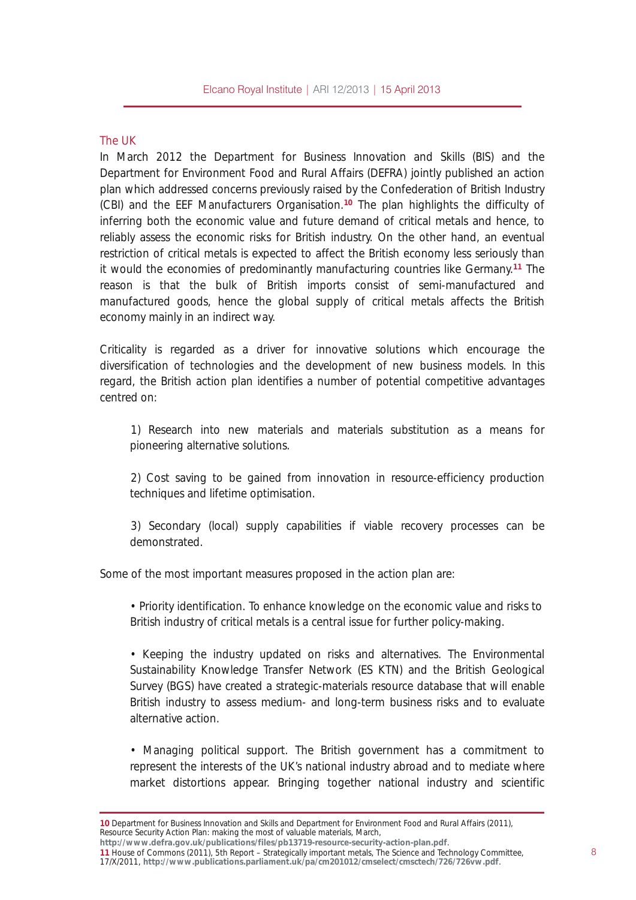## The UK

In March 2012 the Department for Business Innovation and Skills (BIS) and the Department for Environment Food and Rural Affairs (DEFRA) jointly published an action plan which addressed concerns previously raised by the Confederation of British Industry (CBI) and the EEF Manufacturers Organisation.[10] The plan highlights the difficulty of inferring both the economic value and future demand of critical metals and hence, to reliably assess the economic risks for British industry. On the other hand, an eventual restriction of critical metals is expected to affect the British economy less seriously than it would the economies of predominantly manufacturing countries like Germany.[11] The reason is that the bulk of British imports consist of semi-manufactured and manufactured goods, hence the global supply of critical metals affects the British economy mainly in an indirect way.

Criticality is regarded as a driver for innovative solutions which encourage the diversification of technologies and the development of new business models. In this regard, the British action plan identifies a number of potential competitive advantages centred on:

1) Research into new materials and materials substitution as a means for pioneering alternative solutions.

2) Cost saving to be gained from innovation in resource-efficiency production techniques and lifetime optimisation.

3) Secondary (local) supply capabilities if viable recovery processes can be demonstrated.

Some of the most important measures proposed in the action plan are:

- Priority identification. To enhance knowledge on the economic value and risks to British industry of critical metals is a central issue for further policy-making.

- Keeping the industry updated on risks and alternatives. The Environmental Sustainability Knowledge Transfer Network (ES KTN) and the British Geological Survey (BGS) have created a strategic-materials resource database that will enable British industry to assess medium- and long-term business risks and to evaluate alternative action.

- Managing political support. The British government has a commitment to represent the interests of the UK's national industry abroad and to mediate where market distortions appear. Bringing together national industry and scientific

---

10 Department for Business Innovation and Skills and Department for Environment Food and Rural Affairs (2011), Resource Security Action Plan: making the most of valuable materials, March, **http://www.defra.gov.uk/publications/files/pb13719-resource-security-action-plan.pdf**.

11 House of Commons (2011), 5th Report – Strategically important metals, The Science and Technology Committee, 17/X/2011, **http://www.publications.parliament.uk/pa/cm201012/cmselect/cmsctech/726/726vw.pdf**.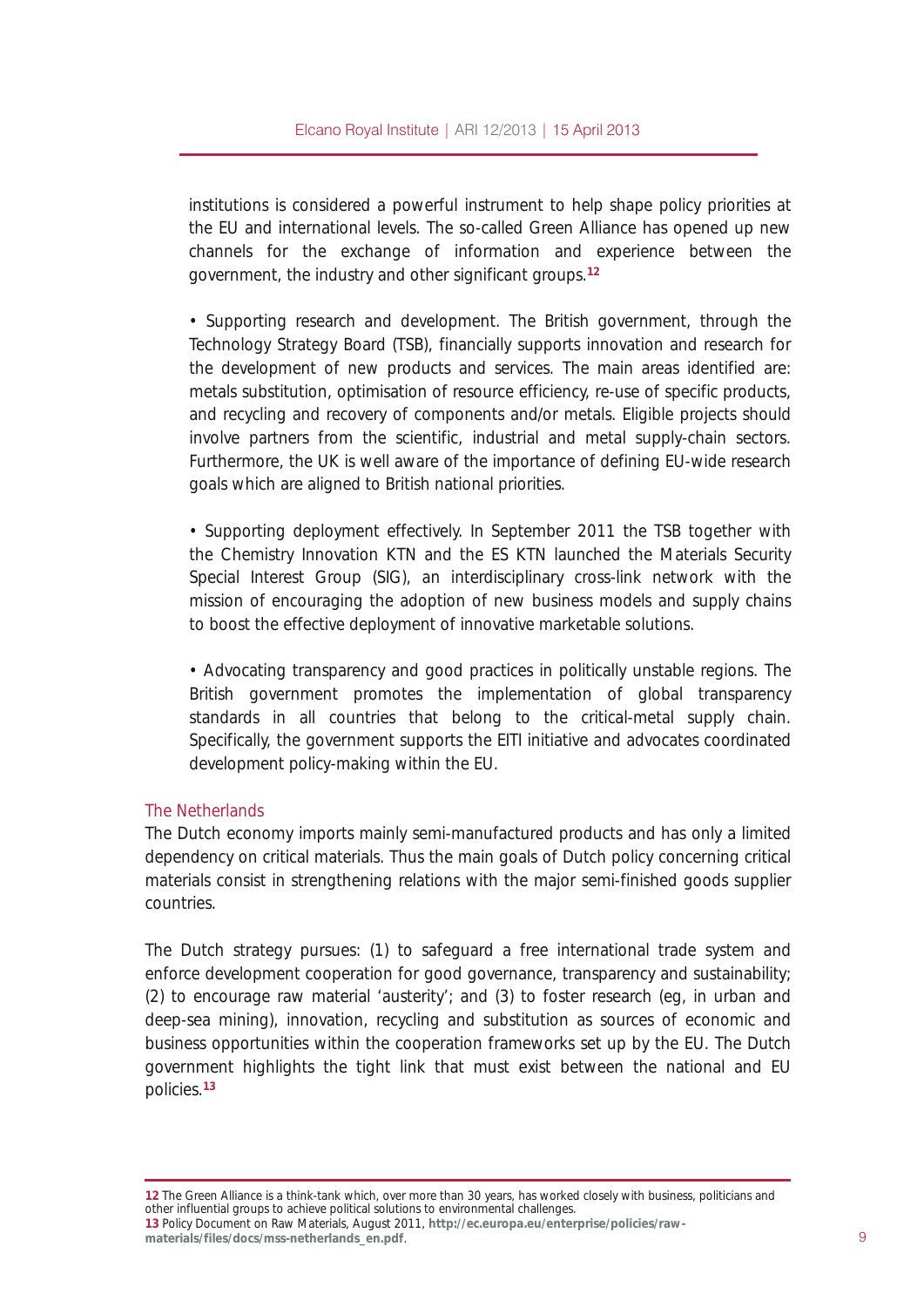institutions is considered a powerful instrument to help shape policy priorities at the EU and international levels. The so-called Green Alliance has opened up new channels for the exchange of information and experience between the government, the industry and other significant groups.[12]

• Supporting research and development. The British government, through the Technology Strategy Board (TSB), financially supports innovation and research for the development of new products and services. The main areas identified are: metals substitution, optimisation of resource efficiency, re-use of specific products, and recycling and recovery of components and/or metals. Eligible projects should involve partners from the scientific, industrial and metal supply-chain sectors. Furthermore, the UK is well aware of the importance of defining EU-wide research goals which are aligned to British national priorities.

• Supporting deployment effectively. In September 2011 the TSB together with the Chemistry Innovation KTN and the ES KTN launched the Materials Security Special Interest Group (SIG), an interdisciplinary cross-link network with the mission of encouraging the adoption of new business models and supply chains to boost the effective deployment of innovative marketable solutions.

• Advocating transparency and good practices in politically unstable regions. The British government promotes the implementation of global transparency standards in all countries that belong to the critical-metal supply chain. Specifically, the government supports the EITI initiative and advocates coordinated development policy-making within the EU.

### The Netherlands

The Dutch economy imports mainly semi-manufactured products and has only a limited dependency on critical materials. Thus the main goals of Dutch policy concerning critical materials consist in strengthening relations with the major semi-finished goods supplier countries.

The Dutch strategy pursues: (1) to safeguard a free international trade system and enforce development cooperation for good governance, transparency and sustainability; (2) to encourage raw material 'austerity'; and (3) to foster research (eg, in urban and deep-sea mining), innovation, recycling and substitution as sources of economic and business opportunities within the cooperation frameworks set up by the EU. The Dutch government highlights the tight link that must exist between the national and EU policies.[13]

---

[12] The Green Alliance is a think-tank which, over more than 30 years, has worked closely with business, politicians and other influential groups to achieve political solutions to environmental challenges.

[13] Policy Document on Raw Materials, August 2011, **http://ec.europa.eu/enterprise/policies/raw-materials/files/docs/mss-netherlands_en.pdf**.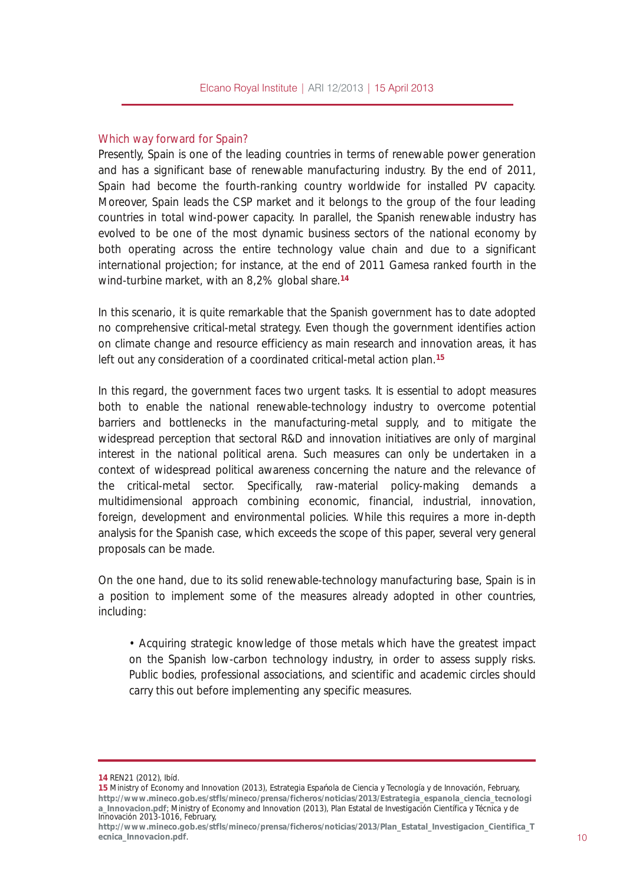## Which way forward for Spain?

Presently, Spain is one of the leading countries in terms of renewable power generation and has a significant base of renewable manufacturing industry. By the end of 2011, Spain had become the fourth-ranking country worldwide for installed PV capacity. Moreover, Spain leads the CSP market and it belongs to the group of the four leading countries in total wind-power capacity. In parallel, the Spanish renewable industry has evolved to be one of the most dynamic business sectors of the national economy by both operating across the entire technology value chain and due to a significant international projection; for instance, at the end of 2011 Gamesa ranked fourth in the wind-turbine market, with an 8,2% global share.[14]

In this scenario, it is quite remarkable that the Spanish government has to date adopted no comprehensive critical-metal strategy. Even though the government identifies action on climate change and resource efficiency as main research and innovation areas, it has left out any consideration of a coordinated critical-metal action plan.[15]

In this regard, the government faces two urgent tasks. It is essential to adopt measures both to enable the national renewable-technology industry to overcome potential barriers and bottlenecks in the manufacturing-metal supply, and to mitigate the widespread perception that sectoral R&D and innovation initiatives are only of marginal interest in the national political arena. Such measures can only be undertaken in a context of widespread political awareness concerning the nature and the relevance of the critical-metal sector. Specifically, raw-material policy-making demands a multidimensional approach combining economic, financial, industrial, innovation, foreign, development and environmental policies. While this requires a more in-depth analysis for the Spanish case, which exceeds the scope of this paper, several very general proposals can be made.

On the one hand, due to its solid renewable-technology manufacturing base, Spain is in a position to implement some of the measures already adopted in other countries, including:

- Acquiring strategic knowledge of those metals which have the greatest impact on the Spanish low-carbon technology industry, in order to assess supply risks. Public bodies, professional associations, and scientific and academic circles should carry this out before implementing any specific measures.

---

14 REN21 (2012), Ibíd.

15 Ministry of Economy and Innovation (2013), Estrategia Española de Ciencia y Tecnología y de Innovación, February, **http://www.mineco.gob.es/stfls/mineco/prensa/ficheros/noticias/2013/Estrategia_espanola_ciencia_tecnologia_Innovacion.pdf**; Ministry of Economy and Innovation (2013), Plan Estatal de Investigación Científica y Técnica y de Innovación 2013-1016, February, **http://www.mineco.gob.es/stfls/mineco/prensa/ficheros/noticias/2013/Plan_Estatal_Investigacion_Cientifica_Tecnica_Innovacion.pdf**.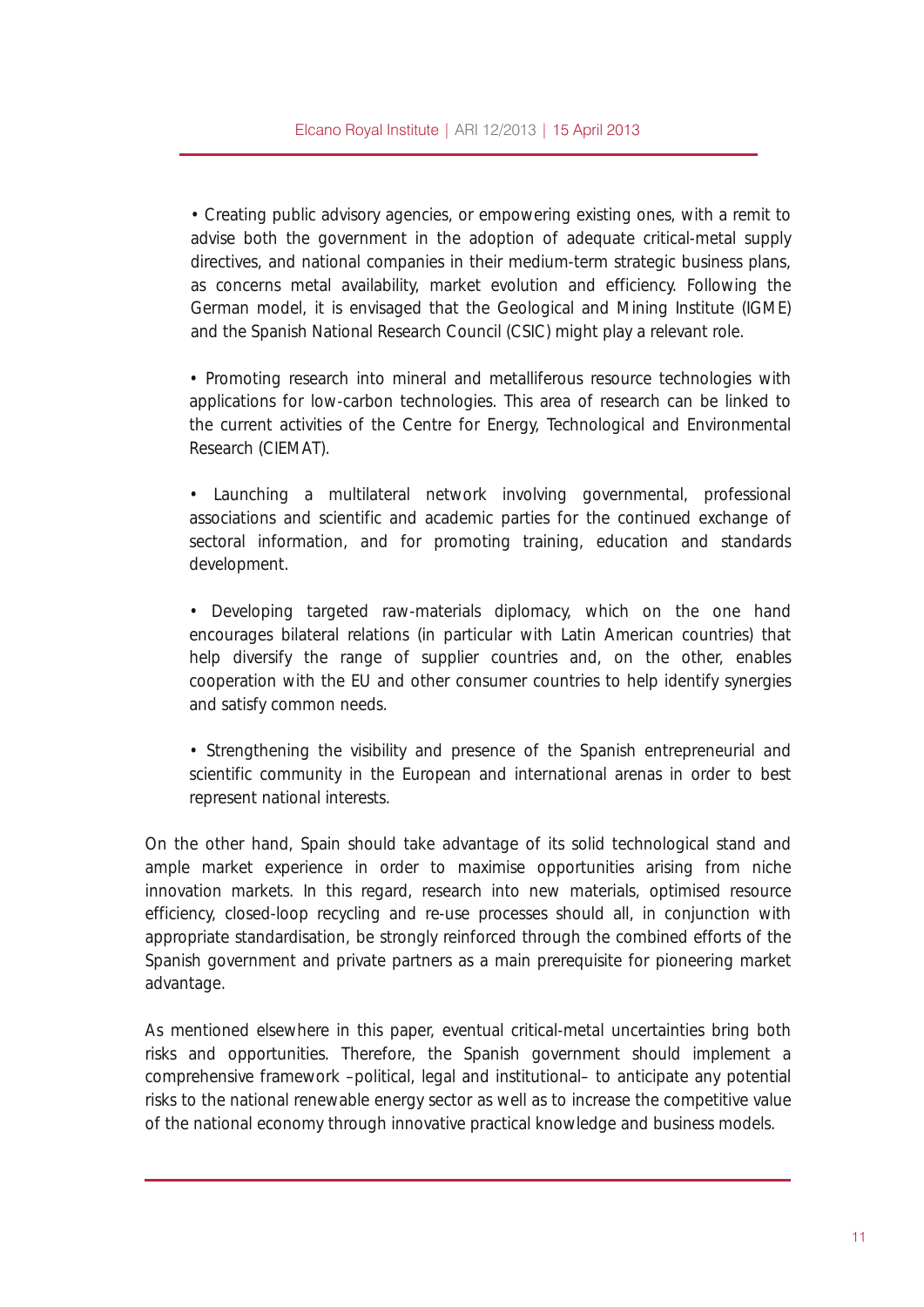- Creating public advisory agencies, or empowering existing ones, with a remit to advise both the government in the adoption of adequate critical-metal supply directives, and national companies in their medium-term strategic business plans, as concerns metal availability, market evolution and efficiency. Following the German model, it is envisaged that the Geological and Mining Institute (IGME) and the Spanish National Research Council (CSIC) might play a relevant role.

- Promoting research into mineral and metalliferous resource technologies with applications for low-carbon technologies. This area of research can be linked to the current activities of the Centre for Energy, Technological and Environmental Research (CIEMAT).

- Launching a multilateral network involving governmental, professional associations and scientific and academic parties for the continued exchange of sectoral information, and for promoting training, education and standards development.

- Developing targeted raw-materials diplomacy, which on the one hand encourages bilateral relations (in particular with Latin American countries) that help diversify the range of supplier countries and, on the other, enables cooperation with the EU and other consumer countries to help identify synergies and satisfy common needs.

- Strengthening the visibility and presence of the Spanish entrepreneurial and scientific community in the European and international arenas in order to best represent national interests.

On the other hand, Spain should take advantage of its solid technological stand and ample market experience in order to maximise opportunities arising from niche innovation markets. In this regard, research into new materials, optimised resource efficiency, closed-loop recycling and re-use processes should all, in conjunction with appropriate standardisation, be strongly reinforced through the combined efforts of the Spanish government and private partners as a main prerequisite for pioneering market advantage.

As mentioned elsewhere in this paper, eventual critical-metal uncertainties bring both risks and opportunities. Therefore, the Spanish government should implement a comprehensive framework –political, legal and institutional– to anticipate any potential risks to the national renewable energy sector as well as to increase the competitive value of the national economy through innovative practical knowledge and business models.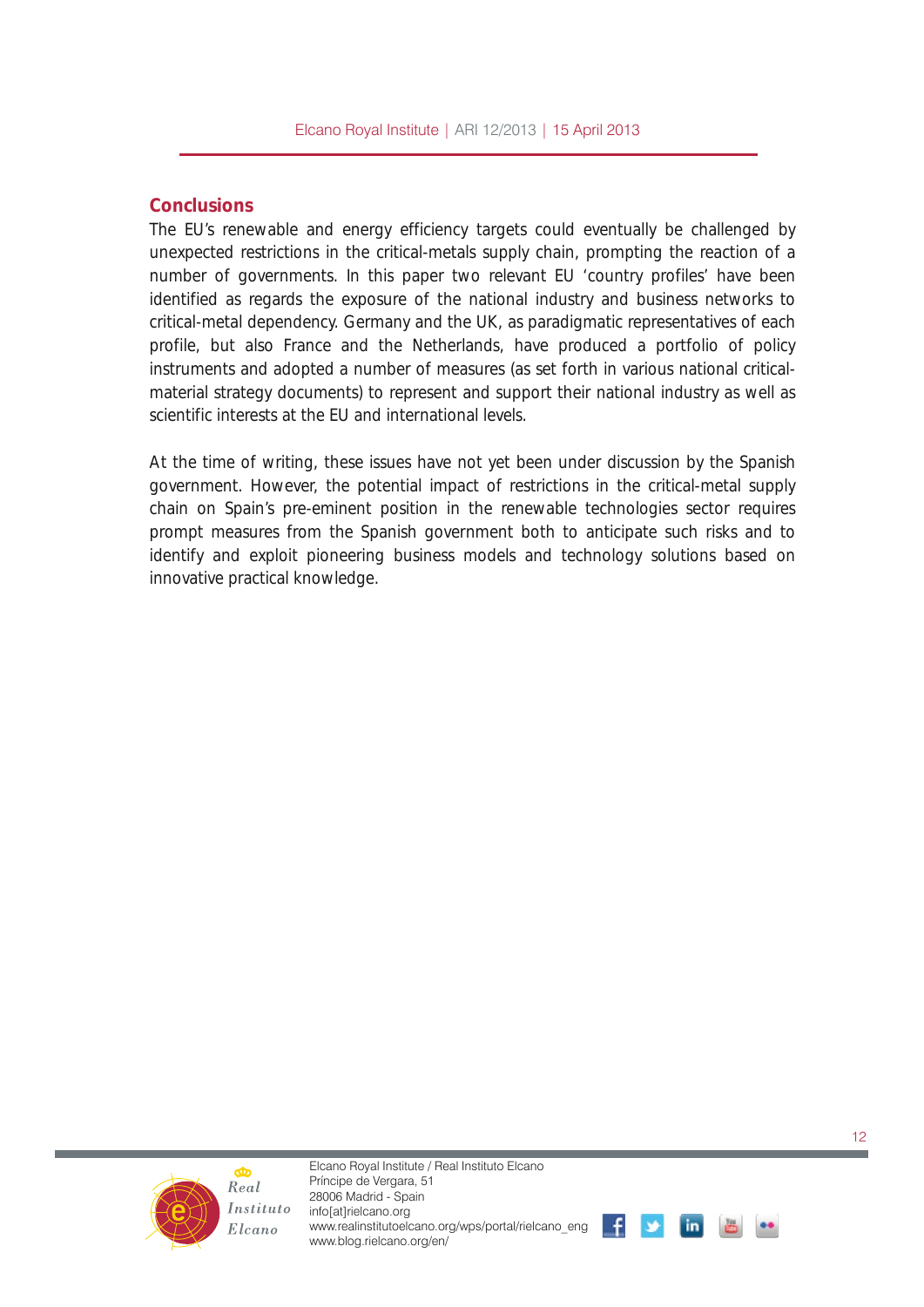## Conclusions

The EU's renewable and energy efficiency targets could eventually be challenged by unexpected restrictions in the critical-metals supply chain, prompting the reaction of a number of governments. In this paper two relevant EU 'country profiles' have been identified as regards the exposure of the national industry and business networks to critical-metal dependency. Germany and the UK, as paradigmatic representatives of each profile, but also France and the Netherlands, have produced a portfolio of policy instruments and adopted a number of measures (as set forth in various national critical-material strategy documents) to represent and support their national industry as well as scientific interests at the EU and international levels.

At the time of writing, these issues have not yet been under discussion by the Spanish government. However, the potential impact of restrictions in the critical-metal supply chain on Spain's pre-eminent position in the renewable technologies sector requires prompt measures from the Spanish government both to anticipate such risks and to identify and exploit pioneering business models and technology solutions based on innovative practical knowledge.

Elcano Royal Institute / Real Instituto Elcano
Príncipe de Vergara, 51
28006 Madrid - Spain
info[at]rielcano.org
www.realinstitutoelcano.org/wps/portal/rielcano_eng
www.blog.rielcano.org/en/